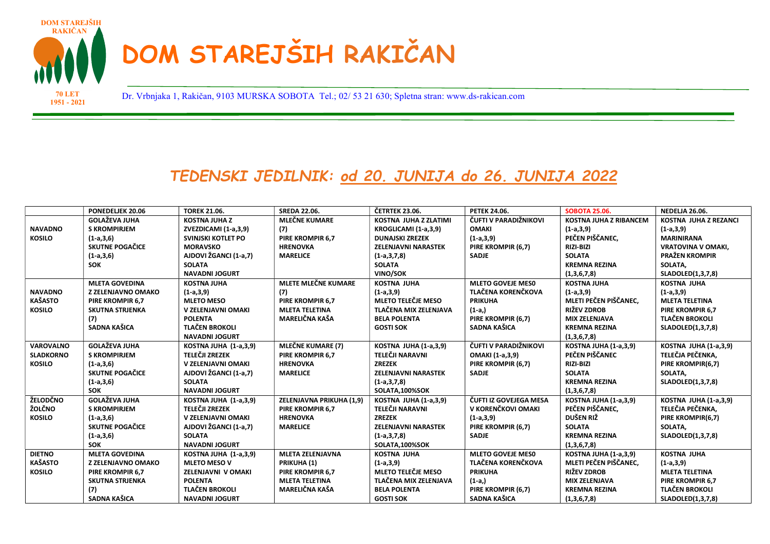# DOM STAREJŠIH RAKIČAN

DOM STAREJŠIH RAKIČAN
70 LET 1951 - 2021

Dr. Vrbnjaka 1, Rakičan, 9103 MURSKA SOBOTA Tel.; 02/ 53 21 630; Spletna stran: www.ds-rakican.com

## *TEDENSKI JEDILNIK: od 20. JUNIJA do 26. JUNIJA 2022*

| | PONEDELJEK 20.06 | TOREK 21.06. | SREDA 22.06. | ČETRTEK 23.06. | PETEK 24.06. | SOBOTA 25.06. | NEDELJA 26.06. |
|---|---|---|---|---|---|---|---|
| NAVADNO KOSILO | GOLAŽEVA JUHA S KROMPIRJEM (1-a,3,6) SKUTNE POGAČICE (1-a,3,6) SOK | KOSTNA JUHA Z ZVEZDICAMI (1-a,3,9) SVINJSKI KOTLET PO MORAVSKO AJDOVI ŽGANCI (1-a,7) SOLATA NAVADNI JOGURT | MLEČNE KUMARE (7) PIRE KROMPIR 6,7 HRENOVKA MARELICE | KOSTNA JUHA Z ZLATIMI KROGLICAMI (1-a,3,9) DUNAJSKI ZREZEK ZELENJAVNI NARASTEK (1-a,3,7,8) SOLATA VINO/SOK | ČUFTI V PARADIŽNIKOVI OMAKI (1-a,3,9) PIRE KROMPIR (6,7) SADJE | KOSTNA JUHA Z RIBANCEM (1-a,3,9) PEČEN PIŠČANEC, RIZI-BIZI SOLATA KREMNA REZINA (1,3,6,7,8) | KOSTNA JUHA Z REZANCI (1-a,3,9) MARINIRANA VRATOVINA V OMAKI, PRAŽEN KROMPIR SOLATA, SLADOLED(1,3,7,8) |
| NAVADNO KAŠASTO KOSILO | MLETA GOVEDINA Z ZELENJAVNO OMAKO PIRE KROMPIR 6,7 SKUTNA STRJENKA (7) SADNA KAŠICA | KOSTNA JUHA (1-a,3,9) MLETO MESO V ZELENJAVNI OMAKI POLENTA TLAČEN BROKOLI NAVADNI JOGURT | MLETE MLEČNE KUMARE (7) PIRE KROMPIR 6,7 MLETA TELETINA MARELIČNA KAŠA | KOSTNA JUHA (1-a,3,9) MLETO TELEČJE MESO TLAČENA MIX ZELENJAVA BELA POLENTA GOSTI SOK | MLETO GOVEJE MESO TLAČENA KORENČKOVA PRIKUHA (1-a,) PIRE KROMPIR (6,7) SADNA KAŠICA | KOSTNA JUHA (1-a,3,9) MLETI PEČEN PIŠČANEC, RIŽEV ZDROB MIX ZELENJAVA KREMNA REZINA (1,3,6,7,8) | KOSTNA JUHA (1-a,3,9) MLETA TELETINA PIRE KROMPIR 6,7 TLAČEN BROKOLI SLADOLED(1,3,7,8) |
| VAROVALNO SLADKORNO KOSILO | GOLAŽEVA JUHA S KROMPIRJEM (1-a,3,6) SKUTNE POGAČICE (1-a,3,6) SOK | KOSTNA JUHA (1-a,3,9) TELEČJI ZREZEK V ZELENJAVNI OMAKI AJDOVI ŽGANCI (1-a,7) SOLATA NAVADNI JOGURT | MLEČNE KUMARE (7) PIRE KROMPIR 6,7 HRENOVKA MARELICE | KOSTNA JUHA (1-a,3,9) TELEČJI NARAVNI ZREZEK ZELENJAVNI NARASTEK (1-a,3,7,8) SOLATA,100%SOK | ČUFTI V PARADIŽNIKOVI OMAKI (1-a,3,9) PIRE KROMPIR (6,7) SADJE | KOSTNA JUHA (1-a,3,9) PEČEN PIŠČANEC RIZI-BIZI SOLATA KREMNA REZINA (1,3,6,7,8) | KOSTNA JUHA (1-a,3,9) TELEČJA PEČENKA, PIRE KROMPIR(6,7) SOLATA, SLADOLED(1,3,7,8) |
| ŽELODČNO ŽOLČNO KOSILO | GOLAŽEVA JUHA S KROMPIRJEM (1-a,3,6) SKUTNE POGAČICE (1-a,3,6) SOK | KOSTNA JUHA (1-a,3,9) TELEČJI ZREZEK V ZELENJAVNI OMAKI AJDOVI ŽGANCI (1-a,7) SOLATA NAVADNI JOGURT | ZELENJAVNA PRIKUHA (1,9) PIRE KROMPIR 6,7 HRENOVKA MARELICE | KOSTNA JUHA (1-a,3,9) TELEČJI NARAVNI ZREZEK ZELENJAVNI NARASTEK (1-a,3,7,8) SOLATA,100%SOK | ČUFTI IZ GOVEJEGA MESA V KORENČKOVI OMAKI (1-a,3,9) PIRE KROMPIR (6,7) SADJE | KOSTNA JUHA (1-a,3,9) PEČEN PIŠČANEC, DUŠEN RIŽ SOLATA KREMNA REZINA (1,3,6,7,8) | KOSTNA JUHA (1-a,3,9) TELEČJA PEČENKA, PIRE KROMPIR(6,7) SOLATA, SLADOLED(1,3,7,8) |
| DIETNO KAŠASTO KOSILO | MLETA GOVEDINA Z ZELENJAVNO OMAKO PIRE KROMPIR 6,7 SKUTNA STRJENKA (7) SADNA KAŠICA | KOSTNA JUHA (1-a,3,9) MLETO MESO V ZELENJAVNI V OMAKI POLENTA TLAČEN BROKOLI NAVADNI JOGURT | MLETA ZELENJAVNA PRIKUHA (1) PIRE KROMPIR 6,7 MLETA TELETINA MARELIČNA KAŠA | KOSTNA JUHA (1-a,3,9) MLETO TELEČJE MESO TLAČENA MIX ZELENJAVA BELA POLENTA GOSTI SOK | MLETO GOVEJE MESO TLAČENA KORENČKOVA PRIKUHA (1-a,) PIRE KROMPIR (6,7) SADNA KAŠICA | KOSTNA JUHA (1-a,3,9) MLETI PEČEN PIŠČANEC, RIŽEV ZDROB MIX ZELENJAVA KREMNA REZINA (1,3,6,7,8) | KOSTNA JUHA (1-a,3,9) MLETA TELETINA PIRE KROMPIR 6,7 TLAČEN BROKOLI SLADOLED(1,3,7,8) |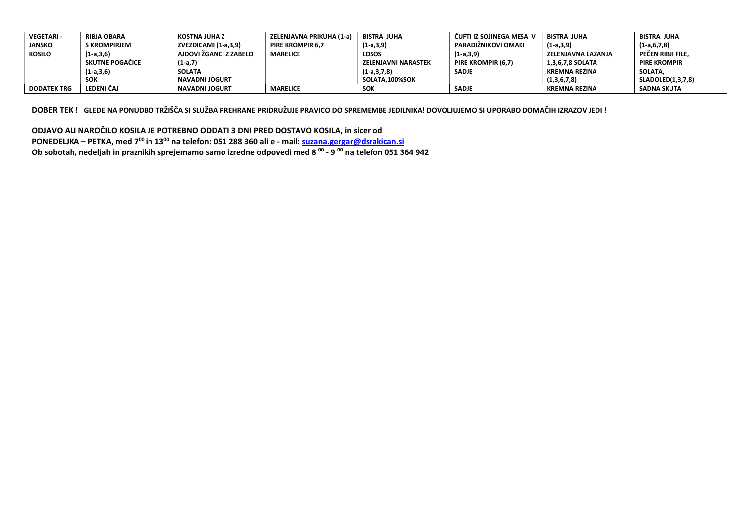| | | | | | | | |
|---|---|---|---|---|---|---|---|
| VEGETARI - JANSKO KOSILO | RIBJA OBARA S KROMPIRJEM (1-a,3,6) SKUTNE POGAČICE (1-a,3,6) SOK | KOSTNA JUHA Z ZVEZDICAMI (1-a,3,9) AJDOVI ŽGANCI Z ZABELO (1-a,7) SOLATA NAVADNI JOGURT | ZELENJAVNA PRIKUHA (1-a) PIRE KROMPIR 6,7 MARELICE | BISTRA JUHA (1-a,3,9) LOSOS ZELENJAVNI NARASTEK (1-a,3,7,8) SOLATA,100%SOK | ČUFTI IZ SOJINEGA MESA V PARADIŽNIKOVI OMAKI (1-a,3,9) PIRE KROMPIR (6,7) SADJE | BISTRA JUHA (1-a,3,9) ZELENJAVNA LAZANJA 1,3,6,7,8 SOLATA KREMNA REZINA (1,3,6,7,8) | BISTRA JUHA (1-a,6,7,8) PEČEN RIBJI FILE, PIRE KROMPIR SOLATA, SLADOLED(1,3,7,8) |
| DODATEK TRG | LEDENI ČAJ | NAVADNI JOGURT | MARELICE | SOK | SADJE | KREMNA REZINA | SADNA SKUTA |

**DOBER TEK ! GLEDE NA PONUDBO TRŽIŠČA SI SLUŽBA PREHRANE PRIDRUŽUJE PRAVICO DO SPREMEMBE JEDILNIKA! DOVOLJUJEMO SI UPORABO DOMAČIH IZRAZOV JEDI !**

**ODJAVO ALI NAROČILO KOSILA JE POTREBNO ODDATI 3 DNI PRED DOSTAVO KOSILA, in sicer od**
**PONEDELJKA – PETKA, med 7[00] in 13[00] na telefon: 051 288 360 ali e - mail: suzana.gergar@dsrakican.si**
**Ob sobotah, nedeljah in praznikih sprejemamo samo izredne odpovedi med 8 [00] - 9 [00] na telefon 051 364 942**